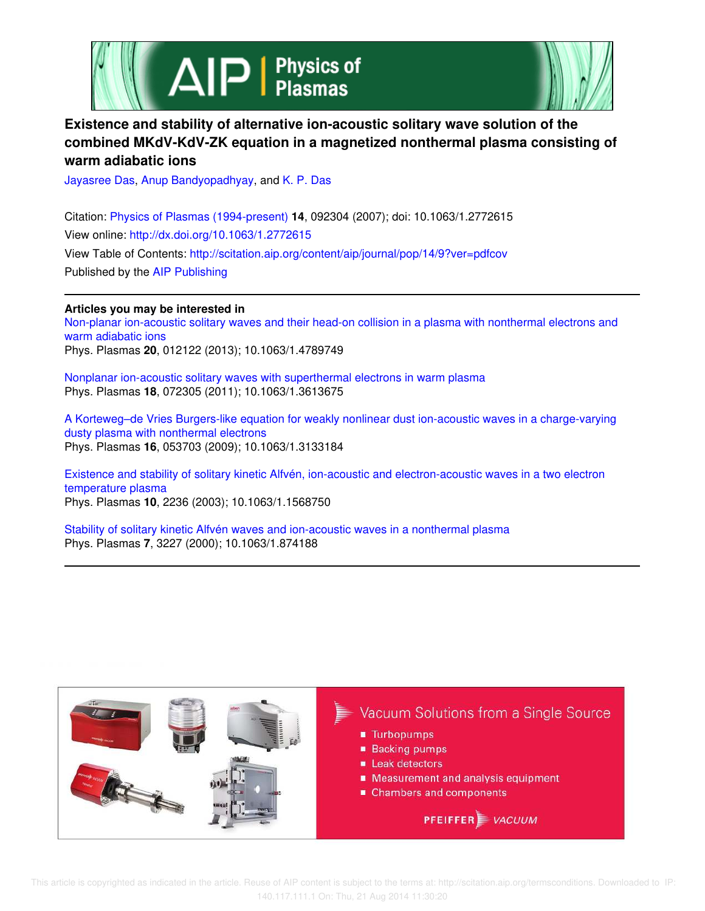# Existence and stability of alternative ion-acoustic solitary wave solution of the combined MKdV-KdV-ZK equation in a magnetized nonthermal plasma consisting of warm adiabatic ions

Jayasree Das, Anup Bandyopadhyay, and K. P. Das

Citation: Physics of Plasmas (1994-present) **14**, 092304 (2007); doi: 10.1063/1.2772615

View online: http://dx.doi.org/10.1063/1.2772615

View Table of Contents: http://scitation.aip.org/content/aip/journal/pop/14/9?ver=pdfcov

Published by the AIP Publishing

**Articles you may be interested in**

Non-planar ion-acoustic solitary waves and their head-on collision in a plasma with nonthermal electrons and warm adiabatic ions
Phys. Plasmas **20**, 012122 (2013); 10.1063/1.4789749

Nonplanar ion-acoustic solitary waves with superthermal electrons in warm plasma
Phys. Plasmas **18**, 072305 (2011); 10.1063/1.3613675

A Korteweg–de Vries Burgers-like equation for weakly nonlinear dust ion-acoustic waves in a charge-varying dusty plasma with nonthermal electrons
Phys. Plasmas **16**, 053703 (2009); 10.1063/1.3133184

Existence and stability of solitary kinetic Alfvén, ion-acoustic and electron-acoustic waves in a two electron temperature plasma
Phys. Plasmas **10**, 2236 (2003); 10.1063/1.1568750

Stability of solitary kinetic Alfvén waves and ion-acoustic waves in a nonthermal plasma
Phys. Plasmas **7**, 3227 (2000); 10.1063/1.874188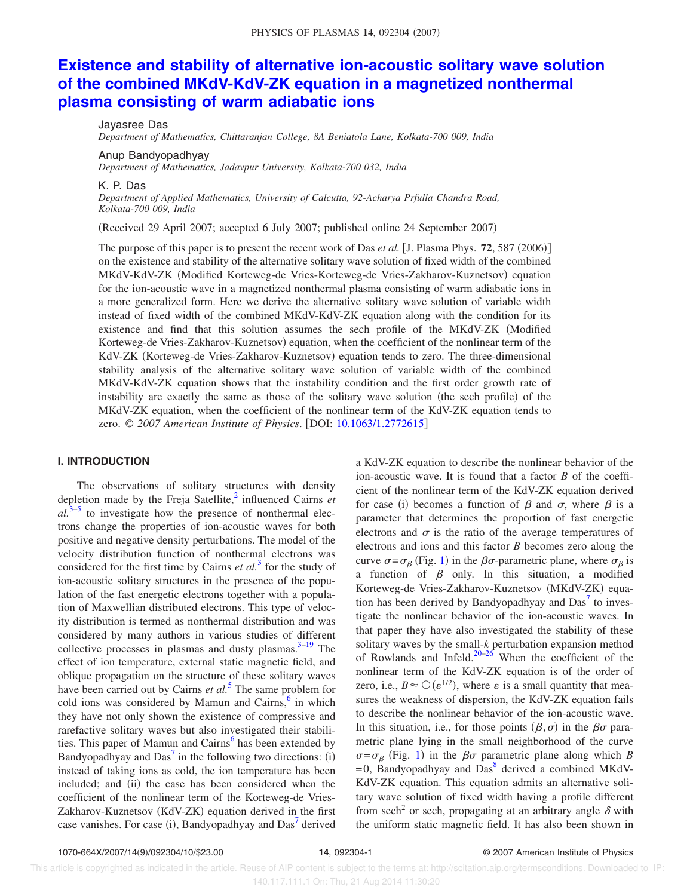# Existence and stability of alternative ion-acoustic solitary wave solution of the combined MKdV-KdV-ZK equation in a magnetized nonthermal plasma consisting of warm adiabatic ions

Jayasree Das
*Department of Mathematics, Chittaranjan College, 8A Beniatola Lane, Kolkata-700 009, India*

Anup Bandyopadhyay
*Department of Mathematics, Jadavpur University, Kolkata-700 032, India*

K. P. Das
*Department of Applied Mathematics, University of Calcutta, 92-Acharya Prfulla Chandra Road, Kolkata-700 009, India*

(Received 29 April 2007; accepted 6 July 2007; published online 24 September 2007)

The purpose of this paper is to present the recent work of Das *et al.* [J. Plasma Phys. **72**, 587 (2006)] on the existence and stability of the alternative solitary wave solution of fixed width of the combined MKdV-KdV-ZK (Modified Korteweg-de Vries-Korteweg-de Vries-Zakharov-Kuznetsov) equation for the ion-acoustic wave in a magnetized nonthermal plasma consisting of warm adiabatic ions in a more generalized form. Here we derive the alternative solitary wave solution of variable width instead of fixed width of the combined MKdV-KdV-ZK equation along with the condition for its existence and find that this solution assumes the sech profile of the MKdV-ZK (Modified Korteweg-de Vries-Zakharov-Kuznetsov) equation, when the coefficient of the nonlinear term of the KdV-ZK (Korteweg-de Vries-Zakharov-Kuznetsov) equation tends to zero. The three-dimensional stability analysis of the alternative solitary wave solution of variable width of the combined MKdV-KdV-ZK equation shows that the instability condition and the first order growth rate of instability are exactly the same as those of the solitary wave solution (the sech profile) of the MKdV-ZK equation, when the coefficient of the nonlinear term of the KdV-ZK equation tends to zero. © *2007 American Institute of Physics*. [DOI: 10.1063/1.2772615]

## I. INTRODUCTION

The observations of solitary structures with density depletion made by the Freja Satellite,[2] influenced Cairns *et al.*[3–5] to investigate how the presence of nonthermal electrons change the properties of ion-acoustic waves for both positive and negative density perturbations. The model of the velocity distribution function of nonthermal electrons was considered for the first time by Cairns *et al.*[3] for the study of ion-acoustic solitary structures in the presence of the population of the fast energetic electrons together with a population of Maxwellian distributed electrons. This type of velocity distribution is termed as nonthermal distribution and was considered by many authors in various studies of different collective processes in plasmas and dusty plasmas.[3–19] The effect of ion temperature, external static magnetic field, and oblique propagation on the structure of these solitary waves have been carried out by Cairns *et al.*[5] The same problem for cold ions was considered by Mamun and Cairns,[6] in which they have not only shown the existence of compressive and rarefactive solitary waves but also investigated their stabilities. This paper of Mamun and Cairns[6] has been extended by Bandyopadhyay and Das[7] in the following two directions: (i) instead of taking ions as cold, the ion temperature has been included; and (ii) the case has been considered when the coefficient of the nonlinear term of the Korteweg-de Vries-Zakharov-Kuznetsov (KdV-ZK) equation derived in the first case vanishes. For case (i), Bandyopadhyay and Das[7] derived a KdV-ZK equation to describe the nonlinear behavior of the ion-acoustic wave. It is found that a factor $B$ of the coefficient of the nonlinear term of the KdV-ZK equation derived for case (i) becomes a function of $\beta$ and $\sigma$, where $\beta$ is a parameter that determines the proportion of fast energetic electrons and $\sigma$ is the ratio of the average temperatures of electrons and ions and this factor $B$ becomes zero along the curve $\sigma=\sigma_\beta$ (Fig. 1) in the $\beta\sigma$-parametric plane, where $\sigma_\beta$ is a function of $\beta$ only. In this situation, a modified Korteweg-de Vries-Zakharov-Kuznetsov (MKdV-ZK) equation has been derived by Bandyopadhyay and Das[7] to investigate the nonlinear behavior of the ion-acoustic waves. In that paper they have also investigated the stability of these solitary waves by the small-$k$ perturbation expansion method of Rowlands and Infeld.[20–26] When the coefficient of the nonlinear term of the KdV-ZK equation is of the order of zero, i.e., $B\approx \bigcirc(\varepsilon^{1/2})$, where $\varepsilon$ is a small quantity that measures the weakness of dispersion, the KdV-ZK equation fails to describe the nonlinear behavior of the ion-acoustic wave. In this situation, i.e., for those points $(\beta,\sigma)$ in the $\beta\sigma$ parametric plane lying in the small neighborhood of the curve $\sigma=\sigma_\beta$ (Fig. 1) in the $\beta\sigma$ parametric plane along which $B=0$, Bandyopadhyay and Das[8] derived a combined MKdV-KdV-ZK equation. This equation admits an alternative solitary wave solution of fixed width having a profile different from sech$^2$ or sech, propagating at an arbitrary angle $\delta$ with the uniform static magnetic field. It has also been shown in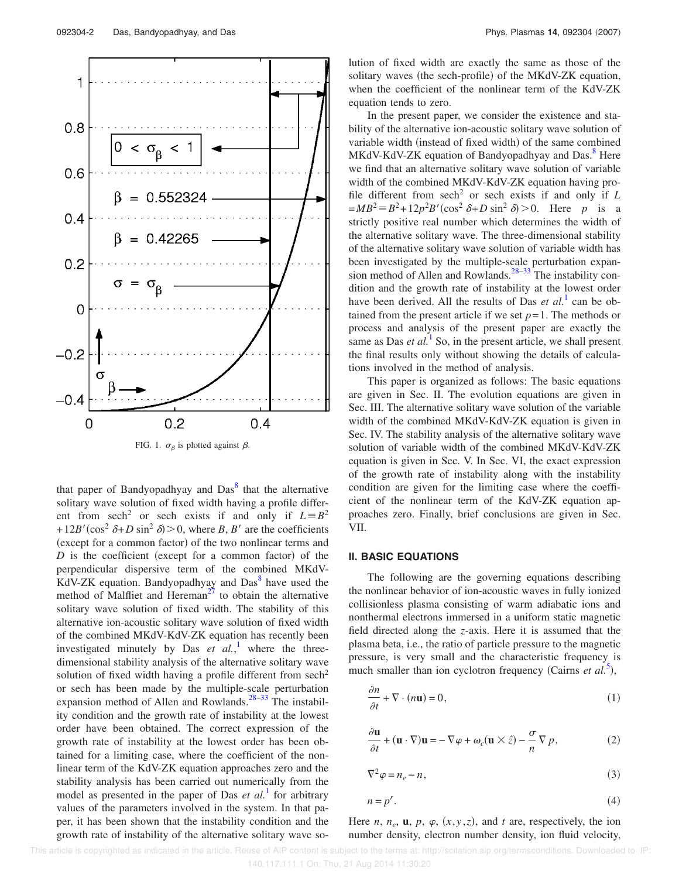FIG. 1. $\sigma_\beta$ is plotted against $\beta$.

that paper of Bandyopadhyay and Das[8] that the alternative solitary wave solution of fixed width having a profile different from $\text{sech}^2$ or sech exists if and only if $L \equiv B^2 + 12B'(\cos^2 \delta + D \sin^2 \delta) > 0$, where $B$, $B'$ are the coefficients (except for a common factor) of the two nonlinear terms and $D$ is the coefficient (except for a common factor) of the perpendicular dispersive term of the combined MKdV-KdV-ZK equation. Bandyopadhyay and Das[8] have used the method of Malfliet and Hereman[27] to obtain the alternative solitary wave solution of fixed width. The stability of this alternative ion-acoustic solitary wave solution of fixed width of the combined MKdV-KdV-ZK equation has recently been investigated minutely by Das *et al.*,[1] where the three-dimensional stability analysis of the alternative solitary wave solution of fixed width having a profile different from $\text{sech}^2$ or sech has been made by the multiple-scale perturbation expansion method of Allen and Rowlands.[28–33] The instability condition and the growth rate of instability at the lowest order have been obtained. The correct expression of the growth rate of instability at the lowest order has been obtained for a limiting case, where the coefficient of the nonlinear term of the KdV-ZK equation approaches zero and the stability analysis has been carried out numerically from the model as presented in the paper of Das *et al.*[1] for arbitrary values of the parameters involved in the system. In that paper, it has been shown that the instability condition and the growth rate of instability of the alternative solitary wave solution of fixed width are exactly the same as those of the solitary waves (the sech-profile) of the MKdV-ZK equation, when the coefficient of the nonlinear term of the KdV-ZK equation tends to zero.

In the present paper, we consider the existence and stability of the alternative ion-acoustic solitary wave solution of variable width (instead of fixed width) of the same combined MKdV-KdV-ZK equation of Bandyopadhyay and Das.[8] Here we find that an alternative solitary wave solution of variable width of the combined MKdV-KdV-ZK equation having profile different from $\text{sech}^2$ or sech exists if and only if $L = MB^2 \equiv B^2 + 12p^2B'(\cos^2 \delta + D \sin^2 \delta) > 0$. Here $p$ is a strictly positive real number which determines the width of the alternative solitary wave. The three-dimensional stability of the alternative solitary wave solution of variable width has been investigated by the multiple-scale perturbation expansion method of Allen and Rowlands.[28–33] The instability condition and the growth rate of instability at the lowest order have been derived. All the results of Das *et al.*[1] can be obtained from the present article if we set $p=1$. The methods or process and analysis of the present paper are exactly the same as Das *et al.*[1] So, in the present article, we shall present the final results only without showing the details of calculations involved in the method of analysis.

This paper is organized as follows: The basic equations are given in Sec. II. The evolution equations are given in Sec. III. The alternative solitary wave solution of the variable width of the combined MKdV-KdV-ZK equation is given in Sec. IV. The stability analysis of the alternative solitary wave solution of variable width of the combined MKdV-KdV-ZK equation is given in Sec. V. In Sec. VI, the exact expression of the growth rate of instability along with the instability condition are given for the limiting case where the coefficient of the nonlinear term of the KdV-ZK equation approaches zero. Finally, brief conclusions are given in Sec. VII.

## II. BASIC EQUATIONS

The following are the governing equations describing the nonlinear behavior of ion-acoustic waves in fully ionized collisionless plasma consisting of warm adiabatic ions and nonthermal electrons immersed in a uniform static magnetic field directed along the $z$-axis. Here it is assumed that the plasma beta, i.e., the ratio of particle pressure to the magnetic pressure, is very small and the characteristic frequency is much smaller than ion cyclotron frequency (Cairns *et al.*[5]),

$$\frac{\partial n}{\partial t} + \nabla \cdot (n\mathbf{u}) = 0, \tag{1}$$

$$\frac{\partial \mathbf{u}}{\partial t} + (\mathbf{u} \cdot \nabla)\mathbf{u} = -\nabla \varphi + \omega_c(\mathbf{u} \times \hat{z}) - \frac{\sigma}{n}\nabla p, \tag{2}$$

$$\nabla^2 \varphi = n_e - n, \tag{3}$$

$$n = p^r. \tag{4}$$

Here $n$, $n_e$, $\mathbf{u}$, $p$, $\varphi$, $(x,y,z)$, and $t$ are, respectively, the ion number density, electron number density, ion fluid velocity,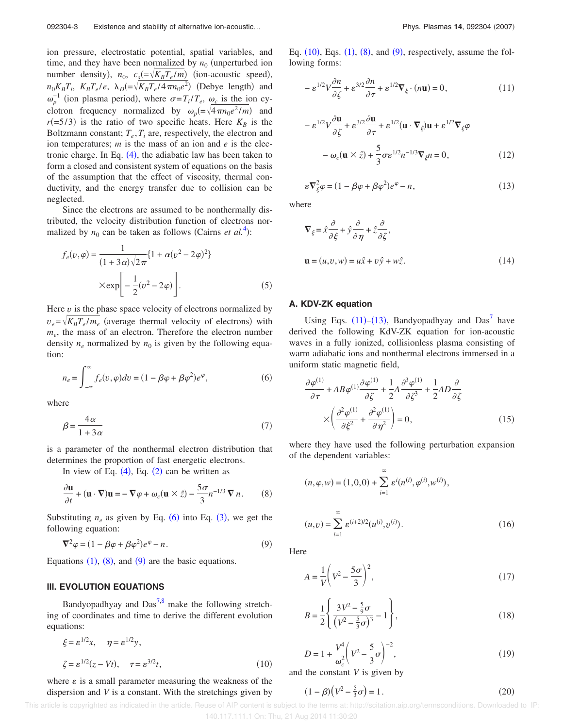ion pressure, electrostatic potential, spatial variables, and time, and they have been normalized by $n_0$ (unperturbed ion number density), $n_0$, $c_s(=\sqrt{K_B T_e/m})$ (ion-acoustic speed), $n_0 K_B T_i$, $K_B T_e/e$, $\lambda_D(=\sqrt{K_B T_e/4\pi n_0 e^2})$ (Debye length) and $\omega_p^{-1}$ (ion plasma period), where $\sigma = T_i/T_e$, $\omega_c$ is the ion cyclotron frequency normalized by $\omega_p(=\sqrt{4\pi n_0 e^2/m})$ and $r(=5/3)$ is the ratio of two specific heats. Here $K_B$ is the Boltzmann constant; $T_e, T_i$ are, respectively, the electron and ion temperatures; $m$ is the mass of an ion and $e$ is the electronic charge. In Eq. (4), the adiabatic law has been taken to form a closed and consistent system of equations on the basis of the assumption that the effect of viscosity, thermal conductivity, and the energy transfer due to collision can be neglected.

Since the electrons are assumed to be nonthermally distributed, the velocity distribution function of electrons normalized by $n_0$ can be taken as follows (Cairns *et al.*[4]):

$$f_e(v,\varphi) = \frac{1}{(1+3\alpha)\sqrt{2\pi}}\{1+\alpha(v^2-2\varphi)^2\} \times \exp\left[-\frac{1}{2}(v^2-2\varphi)\right]. \tag{5}$$

Here $v$ is the phase space velocity of electrons normalized by $v_e = \sqrt{K_B T_e/m_e}$ (average thermal velocity of electrons) with $m_e$, the mass of an electron. Therefore the electron number density $n_e$ normalized by $n_0$ is given by the following equation:

$$n_e = \int_{-\infty}^{\infty} f_e(v,\varphi)\,dv = (1-\beta\varphi+\beta\varphi^2)e^{\varphi}, \tag{6}$$

where

$$\beta = \frac{4\alpha}{1+3\alpha} \tag{7}$$

is a parameter of the nonthermal electron distribution that determines the proportion of fast energetic electrons.

In view of Eq. (4), Eq. (2) can be written as

$$\frac{\partial \mathbf{u}}{\partial t} + (\mathbf{u}\cdot\nabla)\mathbf{u} = -\nabla\varphi + \omega_c(\mathbf{u}\times\hat{z}) - \frac{5\sigma}{3}n^{-1/3}\nabla n. \tag{8}$$

Substituting $n_e$ as given by Eq. (6) into Eq. (3), we get the following equation:

$$\nabla^2\varphi = (1-\beta\varphi+\beta\varphi^2)e^{\varphi} - n. \tag{9}$$

Equations (1), (8), and (9) are the basic equations.

## III. EVOLUTION EQUATIONS

Bandyopadhyay and Das[7,8] make the following stretching of coordinates and time to derive the different evolution equations:

$$\xi = \epsilon^{1/2}x, \quad \eta = \epsilon^{1/2}y,$$
$$\zeta = \epsilon^{1/2}(z - Vt), \quad \tau = \epsilon^{3/2}t, \tag{10}$$

where $\epsilon$ is a small parameter measuring the weakness of the dispersion and $V$ is a constant. With the stretchings given by Eq. (10), Eqs. (1), (8), and (9), respectively, assume the following forms:

$$-\epsilon^{1/2}V\frac{\partial n}{\partial\zeta} + \epsilon^{3/2}\frac{\partial n}{\partial\tau} + \epsilon^{1/2}\nabla_{\xi}\cdot(n\mathbf{u}) = 0, \tag{11}$$

$$-\epsilon^{1/2}V\frac{\partial \mathbf{u}}{\partial\zeta} + \epsilon^{3/2}\frac{\partial \mathbf{u}}{\partial\tau} + \epsilon^{1/2}(\mathbf{u}\cdot\nabla_{\xi})\mathbf{u} + \epsilon^{1/2}\nabla_{\xi}\varphi - \omega_c(\mathbf{u}\times\hat{z}) + \frac{5}{3}\sigma\epsilon^{1/2}n^{-1/3}\nabla_{\xi}n = 0, \tag{12}$$

$$\epsilon\nabla_{\xi}^2\varphi = (1-\beta\varphi+\beta\varphi^2)e^{\varphi} - n, \tag{13}$$

where

$$\nabla_{\xi} = \hat{x}\frac{\partial}{\partial\xi} + \hat{y}\frac{\partial}{\partial\eta} + \hat{z}\frac{\partial}{\partial\zeta},$$

$$\mathbf{u} = (u,v,w) = u\hat{x} + v\hat{y} + w\hat{z}. \tag{14}$$

### A. KDV-ZK equation

Using Eqs. (11)–(13), Bandyopadhyay and Das[7] have derived the following KdV-ZK equation for ion-acoustic waves in a fully ionized, collisionless plasma consisting of warm adiabatic ions and nonthermal electrons immersed in a uniform static magnetic field,

$$\frac{\partial\varphi^{(1)}}{\partial\tau} + AB\varphi^{(1)}\frac{\partial\varphi^{(1)}}{\partial\zeta} + \frac{1}{2}A\frac{\partial^3\varphi^{(1)}}{\partial\zeta^3} + \frac{1}{2}AD\frac{\partial}{\partial\zeta}\times\left(\frac{\partial^2\varphi^{(1)}}{\partial\xi^2} + \frac{\partial^2\varphi^{(1)}}{\partial\eta^2}\right) = 0, \tag{15}$$

where they have used the following perturbation expansion of the dependent variables:

$$(n,\varphi,w) = (1,0,0) + \sum_{i=1}^{\infty}\epsilon^{i}(n^{(i)},\varphi^{(i)},w^{(i)}),$$

$$(u,v) = \sum_{i=1}^{\infty}\epsilon^{(i+2)/2}(u^{(i)},v^{(i)}). \tag{16}$$

Here

$$A = \frac{1}{V}\left(V^2 - \frac{5\sigma}{3}\right)^2, \tag{17}$$

$$B = \frac{1}{2}\left\{\frac{3V^2 - \frac{5}{9}\sigma}{\left(V^2 - \frac{5}{3}\sigma\right)^3} - 1\right\}, \tag{18}$$

$$D = 1 + \frac{V^4}{\omega_c^2}\left(V^2 - \frac{5}{3}\sigma\right)^{-2}, \tag{19}$$

and the constant $V$ is given by

$$(1-\beta)\left(V^2 - \tfrac{5}{3}\sigma\right) = 1. \tag{20}$$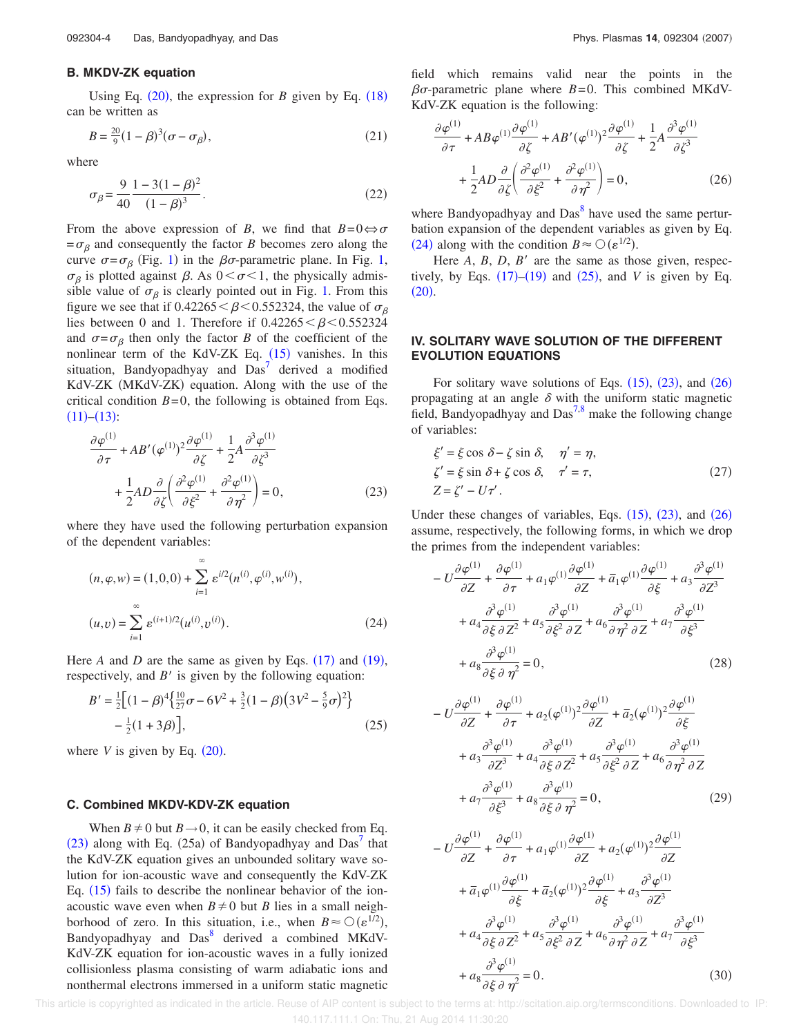### B. MKDV-ZK equation

Using Eq. (20), the expression for $B$ given by Eq. (18) can be written as

$$B = \tfrac{20}{9}(1-\beta)^3(\sigma - \sigma_\beta), \tag{21}$$

where

$$\sigma_\beta = \frac{9}{40}\frac{1-3(1-\beta)^2}{(1-\beta)^3}. \tag{22}$$

From the above expression of $B$, we find that $B=0 \Leftrightarrow \sigma = \sigma_\beta$ and consequently the factor $B$ becomes zero along the curve $\sigma=\sigma_\beta$ (Fig. 1) in the $\beta\sigma$-parametric plane. In Fig. 1, $\sigma_\beta$ is plotted against $\beta$. As $0<\sigma<1$, the physically admissible value of $\sigma_\beta$ is clearly pointed out in Fig. 1. From this figure we see that if $0.42265<\beta<0.552324$, the value of $\sigma_\beta$ lies between 0 and 1. Therefore if $0.42265<\beta<0.552324$ and $\sigma=\sigma_\beta$ then only the factor $B$ of the coefficient of the nonlinear term of the KdV-ZK Eq. (15) vanishes. In this situation, Bandyopadhyay and Das[7] derived a modified KdV-ZK (MKdV-ZK) equation. Along with the use of the critical condition $B=0$, the following is obtained from Eqs. (11)–(13):

$$\frac{\partial \varphi^{(1)}}{\partial \tau} + AB'(\varphi^{(1)})^2\frac{\partial \varphi^{(1)}}{\partial \zeta} + \frac{1}{2}A\frac{\partial^3 \varphi^{(1)}}{\partial \zeta^3} + \frac{1}{2}AD\frac{\partial}{\partial \zeta}\left(\frac{\partial^2 \varphi^{(1)}}{\partial \xi^2} + \frac{\partial^2 \varphi^{(1)}}{\partial \eta^2}\right) = 0, \tag{23}$$

where they have used the following perturbation expansion of the dependent variables:

$$(n,\varphi,w) = (1,0,0) + \sum_{i=1}^{\infty} \varepsilon^{i/2}(n^{(i)},\varphi^{(i)},w^{(i)}),$$
$$(u,v) = \sum_{i=1}^{\infty} \varepsilon^{(i+1)/2}(u^{(i)},v^{(i)}). \tag{24}$$

Here $A$ and $D$ are the same as given by Eqs. (17) and (19), respectively, and $B'$ is given by the following equation:

$$B' = \tfrac{1}{2}\Big[(1-\beta)^4\Big\{\tfrac{10}{27}\sigma - 6V^2 + \tfrac{3}{2}(1-\beta)\big(3V^2 - \tfrac{5}{9}\sigma\big)^2\Big\} - \tfrac{1}{2}(1+3\beta)\Big], \tag{25}$$

where $V$ is given by Eq. (20).

### C. Combined MKDV-KDV-ZK equation

When $B\neq 0$ but $B\to 0$, it can be easily checked from Eq. (23) along with Eq. (25a) of Bandyopadhyay and Das[7] that the KdV-ZK equation gives an unbounded solitary wave solution for ion-acoustic wave and consequently the KdV-ZK Eq. (15) fails to describe the nonlinear behavior of the ion-acoustic wave even when $B\neq 0$ but $B$ lies in a small neighborhood of zero. In this situation, i.e., when $B\approx O(\varepsilon^{1/2})$, Bandyopadhyay and Das[8] derived a combined MKdV-KdV-ZK equation for ion-acoustic waves in a fully ionized collisionless plasma consisting of warm adiabatic ions and nonthermal electrons immersed in a uniform static magnetic field which remains valid near the points in the $\beta\sigma$-parametric plane where $B=0$. This combined MKdV-KdV-ZK equation is the following:

$$\frac{\partial \varphi^{(1)}}{\partial \tau} + AB\varphi^{(1)}\frac{\partial \varphi^{(1)}}{\partial \zeta} + AB'(\varphi^{(1)})^2\frac{\partial \varphi^{(1)}}{\partial \zeta} + \frac{1}{2}A\frac{\partial^3 \varphi^{(1)}}{\partial \zeta^3} + \frac{1}{2}AD\frac{\partial}{\partial \zeta}\left(\frac{\partial^2 \varphi^{(1)}}{\partial \xi^2} + \frac{\partial^2 \varphi^{(1)}}{\partial \eta^2}\right) = 0, \tag{26}$$

where Bandyopadhyay and Das[8] have used the same perturbation expansion of the dependent variables as given by Eq. (24) along with the condition $B\approx O(\varepsilon^{1/2})$.

Here $A$, $B$, $D$, $B'$ are the same as those given, respectively, by Eqs. (17)–(19) and (25), and $V$ is given by Eq. (20).

## IV. SOLITARY WAVE SOLUTION OF THE DIFFERENT EVOLUTION EQUATIONS

For solitary wave solutions of Eqs. (15), (23), and (26) propagating at an angle $\delta$ with the uniform static magnetic field, Bandyopadhyay and Das[7,8] make the following change of variables:

$$\xi' = \xi\cos\delta - \zeta\sin\delta, \quad \eta' = \eta,$$
$$\zeta' = \xi\sin\delta + \zeta\cos\delta, \quad \tau' = \tau, \tag{27}$$
$$Z = \zeta' - U\tau'.$$

Under these changes of variables, Eqs. (15), (23), and (26) assume, respectively, the following forms, in which we drop the primes from the independent variables:

$$-U\frac{\partial \varphi^{(1)}}{\partial Z} + \frac{\partial \varphi^{(1)}}{\partial \tau} + a_1\varphi^{(1)}\frac{\partial \varphi^{(1)}}{\partial Z} + \bar{a}_1\varphi^{(1)}\frac{\partial \varphi^{(1)}}{\partial \xi} + a_3\frac{\partial^3 \varphi^{(1)}}{\partial Z^3} + a_4\frac{\partial^3 \varphi^{(1)}}{\partial \xi\,\partial Z^2} + a_5\frac{\partial^3 \varphi^{(1)}}{\partial \xi^2\,\partial Z} + a_6\frac{\partial^3 \varphi^{(1)}}{\partial \eta^2\,\partial Z} + a_7\frac{\partial^3 \varphi^{(1)}}{\partial \xi^3} + a_8\frac{\partial^3 \varphi^{(1)}}{\partial \xi\,\partial \eta^2} = 0, \tag{28}$$

$$-U\frac{\partial \varphi^{(1)}}{\partial Z} + \frac{\partial \varphi^{(1)}}{\partial \tau} + a_2(\varphi^{(1)})^2\frac{\partial \varphi^{(1)}}{\partial Z} + \bar{a}_2(\varphi^{(1)})^2\frac{\partial \varphi^{(1)}}{\partial \xi} + a_3\frac{\partial^3 \varphi^{(1)}}{\partial Z^3} + a_4\frac{\partial^3 \varphi^{(1)}}{\partial \xi\,\partial Z^2} + a_5\frac{\partial^3 \varphi^{(1)}}{\partial \xi^2\,\partial Z} + a_6\frac{\partial^3 \varphi^{(1)}}{\partial \eta^2\,\partial Z} + a_7\frac{\partial^3 \varphi^{(1)}}{\partial \xi^3} + a_8\frac{\partial^3 \varphi^{(1)}}{\partial \xi\,\partial \eta^2} = 0, \tag{29}$$

$$-U\frac{\partial \varphi^{(1)}}{\partial Z} + \frac{\partial \varphi^{(1)}}{\partial \tau} + a_1\varphi^{(1)}\frac{\partial \varphi^{(1)}}{\partial Z} + a_2(\varphi^{(1)})^2\frac{\partial \varphi^{(1)}}{\partial Z} + \bar{a}_1\varphi^{(1)}\frac{\partial \varphi^{(1)}}{\partial \xi} + \bar{a}_2(\varphi^{(1)})^2\frac{\partial \varphi^{(1)}}{\partial \xi} + a_3\frac{\partial^3 \varphi^{(1)}}{\partial Z^3} + a_4\frac{\partial^3 \varphi^{(1)}}{\partial \xi\,\partial Z^2} + a_5\frac{\partial^3 \varphi^{(1)}}{\partial \xi^2\,\partial Z} + a_6\frac{\partial^3 \varphi^{(1)}}{\partial \eta^2\,\partial Z} + a_7\frac{\partial^3 \varphi^{(1)}}{\partial \xi^3} + a_8\frac{\partial^3 \varphi^{(1)}}{\partial \xi\,\partial \eta^2} = 0. \tag{30}$$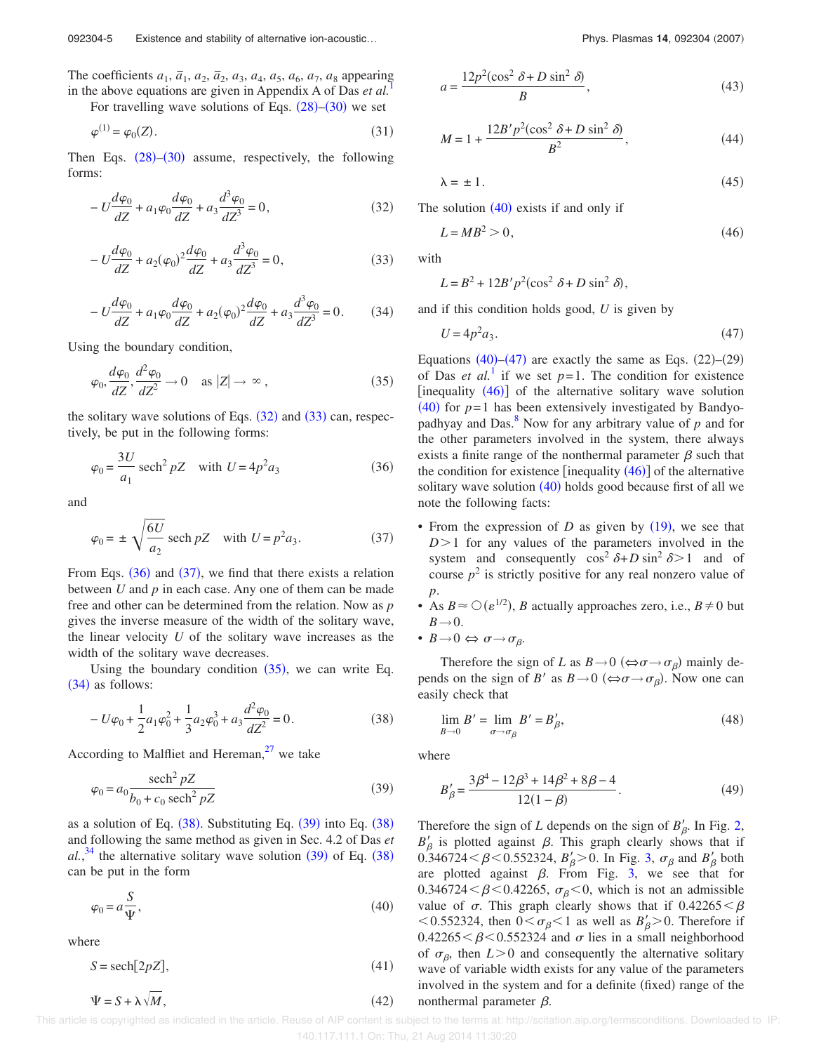The coefficients $a_1, \bar{a}_1, a_2, \bar{a}_2, a_3, a_4, a_5, a_6, a_7, a_8$ appearing in the above equations are given in Appendix A of Das *et al.*[1]

For travelling wave solutions of Eqs. (28)–(30) we set

$$\varphi^{(1)} = \varphi_0(Z). \tag{31}$$

Then Eqs. (28)–(30) assume, respectively, the following forms:

$$-U\frac{d\varphi_0}{dZ} + a_1\varphi_0\frac{d\varphi_0}{dZ} + a_3\frac{d^3\varphi_0}{dZ^3} = 0, \tag{32}$$

$$-U\frac{d\varphi_0}{dZ} + a_2(\varphi_0)^2\frac{d\varphi_0}{dZ} + a_3\frac{d^3\varphi_0}{dZ^3} = 0, \tag{33}$$

$$-U\frac{d\varphi_0}{dZ} + a_1\varphi_0\frac{d\varphi_0}{dZ} + a_2(\varphi_0)^2\frac{d\varphi_0}{dZ} + a_3\frac{d^3\varphi_0}{dZ^3} = 0. \tag{34}$$

Using the boundary condition,

$$\varphi_0, \frac{d\varphi_0}{dZ}, \frac{d^2\varphi_0}{dZ^2} \to 0 \quad \text{as } |Z| \to \infty, \tag{35}$$

the solitary wave solutions of Eqs. (32) and (33) can, respectively, be put in the following forms:

$$\varphi_0 = \frac{3U}{a_1}\operatorname{sech}^2 pZ \quad \text{with } U = 4p^2 a_3 \tag{36}$$

and

$$\varphi_0 = \pm\sqrt{\frac{6U}{a_2}}\operatorname{sech} pZ \quad \text{with } U = p^2 a_3. \tag{37}$$

From Eqs. (36) and (37), we find that there exists a relation between $U$ and $p$ in each case. Any one of them can be made free and other can be determined from the relation. Now as $p$ gives the inverse measure of the width of the solitary wave, the linear velocity $U$ of the solitary wave increases as the width of the solitary wave decreases.

Using the boundary condition (35), we can write Eq. (34) as follows:

$$-U\varphi_0 + \frac{1}{2}a_1\varphi_0^2 + \frac{1}{3}a_2\varphi_0^3 + a_3\frac{d^2\varphi_0}{dZ^2} = 0. \tag{38}$$

According to Malfliet and Hereman,[27] we take

$$\varphi_0 = a_0\frac{\operatorname{sech}^2 pZ}{b_0 + c_0\operatorname{sech}^2 pZ} \tag{39}$$

as a solution of Eq. (38). Substituting Eq. (39) into Eq. (38) and following the same method as given in Sec. 4.2 of Das *et al.*,[34] the alternative solitary wave solution (39) of Eq. (38) can be put in the form

$$\varphi_0 = a\frac{S}{\Psi}, \tag{40}$$

where

$$S = \operatorname{sech}[2pZ], \tag{41}$$

$$\Psi = S + \lambda\sqrt{M}, \tag{42}$$

$$a = \frac{12p^2(\cos^2\delta + D\sin^2\delta)}{B}, \tag{43}$$

$$M = 1 + \frac{12B'p^2(\cos^2\delta + D\sin^2\delta)}{B^2}, \tag{44}$$

$$\lambda = \pm 1. \tag{45}$$

The solution (40) exists if and only if

$$L = MB^2 > 0, \tag{46}$$

with

$$L = B^2 + 12B'p^2(\cos^2\delta + D\sin^2\delta),$$

and if this condition holds good, $U$ is given by

$$U = 4p^2 a_3. \tag{47}$$

Equations (40)–(47) are exactly the same as Eqs. (22)–(29) of Das *et al.*[1] if we set $p=1$. The condition for existence [inequality (46)] of the alternative solitary wave solution (40) for $p=1$ has been extensively investigated by Bandyopadhyay and Das.[8] Now for any arbitrary value of $p$ and for the other parameters involved in the system, there always exists a finite range of the nonthermal parameter $\beta$ such that the condition for existence [inequality (46)] of the alternative solitary wave solution (40) holds good because first of all we note the following facts:

- From the expression of $D$ as given by (19), we see that $D>1$ for any values of the parameters involved in the system and consequently $\cos^2\delta + D\sin^2\delta > 1$ and of course $p^2$ is strictly positive for any real nonzero value of $p$.
- As $B \approx O(\epsilon^{1/2})$, $B$ actually approaches zero, i.e., $B \neq 0$ but $B \to 0$.
- $B \to 0 \Leftrightarrow \sigma \to \sigma_\beta$.

Therefore the sign of $L$ as $B \to 0$ ($\Leftrightarrow \sigma \to \sigma_\beta$) mainly depends on the sign of $B'$ as $B \to 0$ ($\Leftrightarrow \sigma \to \sigma_\beta$). Now one can easily check that

$$\lim_{B\to 0} B' = \lim_{\sigma\to\sigma_\beta} B' = B'_\beta, \tag{48}$$

where

$$B'_\beta = \frac{3\beta^4 - 12\beta^3 + 14\beta^2 + 8\beta - 4}{12(1-\beta)}. \tag{49}$$

Therefore the sign of $L$ depends on the sign of $B'_\beta$. In Fig. 2, $B'_\beta$ is plotted against $\beta$. This graph clearly shows that if $0.346724 < \beta < 0.552324$, $B'_\beta > 0$. In Fig. 3, $\sigma_\beta$ and $B'_\beta$ both are plotted against $\beta$. From Fig. 3, we see that for $0.346724 < \beta < 0.42265$, $\sigma_\beta < 0$, which is not an admissible value of $\sigma$. This graph clearly shows that if $0.42265 < \beta < 0.552324$, then $0 < \sigma_\beta < 1$ as well as $B'_\beta > 0$. Therefore if $0.42265 < \beta < 0.552324$ and $\sigma$ lies in a small neighborhood of $\sigma_\beta$, then $L > 0$ and consequently the alternative solitary wave of variable width exists for any value of the parameters involved in the system and for a definite (fixed) range of the nonthermal parameter $\beta$.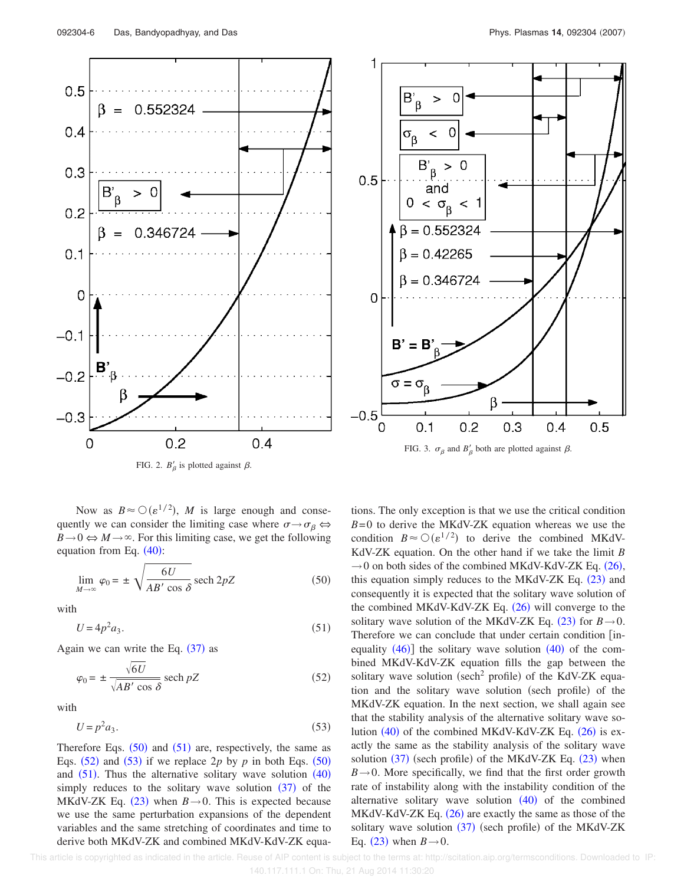FIG. 2. $B'_\beta$ is plotted against $\beta$.

FIG. 3. $\sigma_\beta$ and $B'_\beta$ both are plotted against $\beta$.

Now as $B \approx \bigcirc(\epsilon^{1/2})$, $M$ is large enough and consequently we can consider the limiting case where $\sigma \to \sigma_\beta \Leftrightarrow B \to 0 \Leftrightarrow M \to \infty$. For this limiting case, we get the following equation from Eq. (40):

$$\lim_{M\to\infty} \varphi_0 = \pm \sqrt{\frac{6U}{AB' \cos \delta}} \operatorname{sech} 2pZ \tag{50}$$

with

$$U = 4p^2 a_3. \tag{51}$$

Again we can write the Eq. (37) as

$$\varphi_0 = \pm \frac{\sqrt{6U}}{\sqrt{AB' \cos \delta}} \operatorname{sech} pZ \tag{52}$$

with

$$U = p^2 a_3. \tag{53}$$

Therefore Eqs. (50) and (51) are, respectively, the same as Eqs. (52) and (53) if we replace $2p$ by $p$ in both Eqs. (50) and (51). Thus the alternative solitary wave solution (40) simply reduces to the solitary wave solution (37) of the MKdV-ZK Eq. (23) when $B \to 0$. This is expected because we use the same perturbation expansions of the dependent variables and the same stretching of coordinates and time to derive both MKdV-ZK and combined MKdV-KdV-ZK equations. The only exception is that we use the critical condition $B=0$ to derive the MKdV-ZK equation whereas we use the condition $B \approx \bigcirc(\epsilon^{1/2})$ to derive the combined MKdV-KdV-ZK equation. On the other hand if we take the limit $B \to 0$ on both sides of the combined MKdV-KdV-ZK Eq. (26), this equation simply reduces to the MKdV-ZK Eq. (23) and consequently it is expected that the solitary wave solution of the combined MKdV-KdV-ZK Eq. (26) will converge to the solitary wave solution of the MKdV-ZK Eq. (23) for $B \to 0$. Therefore we can conclude that under certain condition [inequality (46)] the solitary wave solution (40) of the combined MKdV-KdV-ZK equation fills the gap between the solitary wave solution ($\operatorname{sech}^2$ profile) of the KdV-ZK equation and the solitary wave solution (sech profile) of the MKdV-ZK equation. In the next section, we shall again see that the stability analysis of the alternative solitary wave solution (40) of the combined MKdV-KdV-ZK Eq. (26) is exactly the same as the stability analysis of the solitary wave solution (37) (sech profile) of the MKdV-ZK Eq. (23) when $B \to 0$. More specifically, we find that the first order growth rate of instability along with the instability condition of the alternative solitary wave solution (40) of the combined MKdV-KdV-ZK Eq. (26) are exactly the same as those of the solitary wave solution (37) (sech profile) of the MKdV-ZK Eq. (23) when $B \to 0$.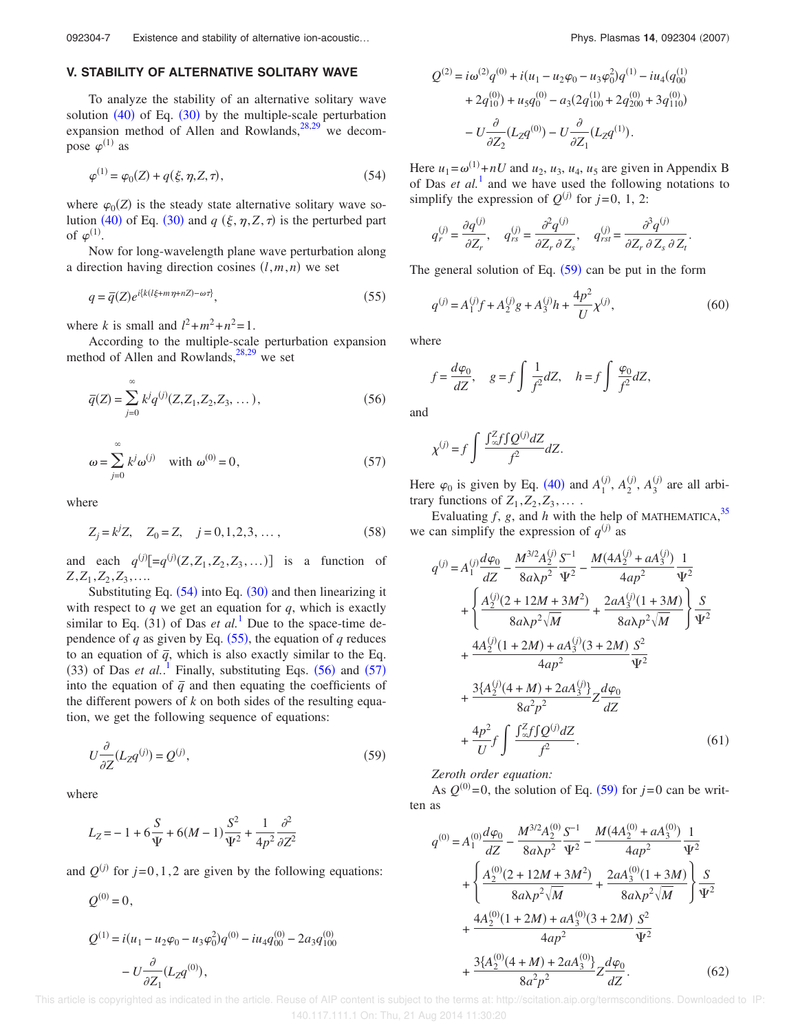## V. STABILITY OF ALTERNATIVE SOLITARY WAVE

To analyze the stability of an alternative solitary wave solution (40) of Eq. (30) by the multiple-scale perturbation expansion method of Allen and Rowlands,[28,29] we decompose $\varphi^{(1)}$ as

$$\varphi^{(1)} = \varphi_0(Z) + q(\xi,\eta,Z,\tau), \tag{54}$$

where $\varphi_0(Z)$ is the steady state alternative solitary wave solution (40) of Eq. (30) and $q(\xi,\eta,Z,\tau)$ is the perturbed part of $\varphi^{(1)}$.

Now for long-wavelength plane wave perturbation along a direction having direction cosines $(l,m,n)$ we set

$$q = \bar{q}(Z)e^{i\{k(l\xi+m\eta+nZ)-\omega\tau\}}, \tag{55}$$

where $k$ is small and $l^2+m^2+n^2=1$.

According to the multiple-scale perturbation expansion method of Allen and Rowlands,[28,29] we set

$$\bar{q}(Z) = \sum_{j=0}^{\infty} k^j q^{(j)}(Z,Z_1,Z_2,Z_3,\ldots), \tag{56}$$

$$\omega = \sum_{j=0}^{\infty} k^j \omega^{(j)} \quad \text{with } \omega^{(0)}=0, \tag{57}$$

where

$$Z_j = k^j Z, \quad Z_0 = Z, \quad j=0,1,2,3,\ldots, \tag{58}$$

and each $q^{(j)}[=q^{(j)}(Z,Z_1,Z_2,Z_3,\ldots)]$ is a function of $Z,Z_1,Z_2,Z_3,\ldots$.

Substituting Eq. (54) into Eq. (30) and then linearizing it with respect to $q$ we get an equation for $q$, which is exactly similar to Eq. (31) of Das *et al.*[1] Due to the space-time dependence of $q$ as given by Eq. (55), the equation of $q$ reduces to an equation of $\bar{q}$, which is also exactly similar to the Eq. (33) of Das *et al.*.[1] Finally, substituting Eqs. (56) and (57) into the equation of $\bar{q}$ and then equating the coefficients of the different powers of $k$ on both sides of the resulting equation, we get the following sequence of equations:

$$U\frac{\partial}{\partial Z}(L_Z q^{(j)}) = Q^{(j)}, \tag{59}$$

where

$$L_Z = -1 + 6\frac{S}{\Psi} + 6(M-1)\frac{S^2}{\Psi^2} + \frac{1}{4p^2}\frac{\partial^2}{\partial Z^2}$$

and $Q^{(j)}$ for $j=0,1,2$ are given by the following equations:

$$Q^{(0)} = 0,$$

$$Q^{(1)} = i(u_1 - u_2\varphi_0 - u_3\varphi_0^2)q^{(0)} - iu_4 q_{00}^{(0)} - 2a_3 q_{100}^{(0)} - U\frac{\partial}{\partial Z_1}(L_Z q^{(0)}),$$

$$Q^{(2)} = i\omega^{(2)}q^{(0)} + i(u_1 - u_2\varphi_0 - u_3\varphi_0^2)q^{(1)} - iu_4(q_{00}^{(1)} + 2q_{10}^{(0)}) + u_5 q_0^{(0)} - a_3(2q_{100}^{(1)} + 2q_{200}^{(0)} + 3q_{110}^{(0)}) - U\frac{\partial}{\partial Z_2}(L_Z q^{(0)}) - U\frac{\partial}{\partial Z_1}(L_Z q^{(1)}).$$

Here $u_1=\omega^{(1)}+nU$ and $u_2$, $u_3$, $u_4$, $u_5$ are given in Appendix B of Das *et al.*[1] and we have used the following notations to simplify the expression of $Q^{(j)}$ for $j=0$, 1, 2:

$$q_r^{(j)} = \frac{\partial q^{(j)}}{\partial Z_r}, \quad q_{rs}^{(j)} = \frac{\partial^2 q^{(j)}}{\partial Z_r \partial Z_s}, \quad q_{rst}^{(j)} = \frac{\partial^3 q^{(j)}}{\partial Z_r \partial Z_s \partial Z_t}.$$

The general solution of Eq. (59) can be put in the form

$$q^{(j)} = A_1^{(j)}f + A_2^{(j)}g + A_3^{(j)}h + \frac{4p^2}{U}\chi^{(j)}, \tag{60}$$

where

$$f = \frac{d\varphi_0}{dZ}, \quad g = f\int \frac{1}{f^2}dZ, \quad h = f\int \frac{\varphi_0}{f^2}dZ,$$

and

$$\chi^{(j)} = f\int \frac{\int_\infty^Z f\int Q^{(j)}dZ}{f^2}dZ.$$

Here $\varphi_0$ is given by Eq. (40) and $A_1^{(j)}$, $A_2^{(j)}$, $A_3^{(j)}$ are all arbitrary functions of $Z_1,Z_2,Z_3,\ldots$ .

Evaluating $f$, $g$, and $h$ with the help of MATHEMATICA,[35] we can simplify the expression of $q^{(j)}$ as

$$\begin{aligned} q^{(j)} = {} & A_1^{(j)}\frac{d\varphi_0}{dZ} - \frac{M^{3/2}A_2^{(j)}}{8a\lambda p^2}\frac{S^{-1}}{\Psi^2} - \frac{M(4A_2^{(j)}+aA_3^{(j)})}{4ap^2}\frac{1}{\Psi^2} \\ & + \left\{\frac{A_2^{(j)}(2+12M+3M^2)}{8a\lambda p^2\sqrt{M}} + \frac{2aA_3^{(j)}(1+3M)}{8a\lambda p^2\sqrt{M}}\right\}\frac{S}{\Psi^2} \\ & + \frac{4A_2^{(j)}(1+2M)+aA_3^{(j)}(3+2M)}{4ap^2}\frac{S^2}{\Psi^2} \\ & + \frac{3\{A_2^{(j)}(4+M)+2aA_3^{(j)}\}}{8a^2p^2}Z\frac{d\varphi_0}{dZ} \\ & + \frac{4p^2}{U}f\int \frac{\int_\infty^Z f\int Q^{(j)}dZ}{f^2}. \end{aligned} \tag{61}$$

*Zeroth order equation:*

As $Q^{(0)}=0$, the solution of Eq. (59) for $j=0$ can be written as

$$\begin{aligned} q^{(0)} = {} & A_1^{(0)}\frac{d\varphi_0}{dZ} - \frac{M^{3/2}A_2^{(0)}}{8a\lambda p^2}\frac{S^{-1}}{\Psi^2} - \frac{M(4A_2^{(0)}+aA_3^{(0)})}{4ap^2}\frac{1}{\Psi^2} \\ & + \left\{\frac{A_2^{(0)}(2+12M+3M^2)}{8a\lambda p^2\sqrt{M}} + \frac{2aA_3^{(0)}(1+3M)}{8a\lambda p^2\sqrt{M}}\right\}\frac{S}{\Psi^2} \\ & + \frac{4A_2^{(0)}(1+2M)+aA_3^{(0)}(3+2M)}{4ap^2}\frac{S^2}{\Psi^2} \\ & + \frac{3\{A_2^{(0)}(4+M)+2aA_3^{(0)}\}}{8a^2p^2}Z\frac{d\varphi_0}{dZ}. \end{aligned} \tag{62}$$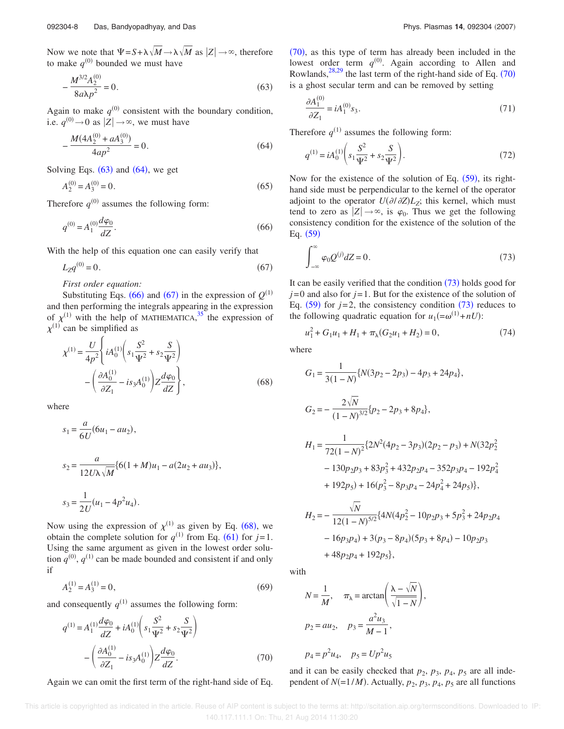Now we note that $\Psi = S + \lambda\sqrt{M} \to \lambda\sqrt{M}$ as $|Z| \to \infty$, therefore to make $q^{(0)}$ bounded we must have

$$-\frac{M^{3/2}A_2^{(0)}}{8a\lambda p^2} = 0. \tag{63}$$

Again to make $q^{(0)}$ consistent with the boundary condition, i.e. $q^{(0)} \to 0$ as $|Z| \to \infty$, we must have

$$-\frac{M(4A_2^{(0)} + aA_3^{(0)})}{4ap^2} = 0. \tag{64}$$

Solving Eqs. (63) and (64), we get

$$A_2^{(0)} = A_3^{(0)} = 0. \tag{65}$$

Therefore $q^{(0)}$ assumes the following form:

$$q^{(0)} = A_1^{(0)}\frac{d\varphi_0}{dZ}. \tag{66}$$

With the help of this equation one can easily verify that

$$L_Z q^{(0)} = 0. \tag{67}$$

*First order equation:*

Substituting Eqs. (66) and (67) in the expression of $Q^{(1)}$ and then performing the integrals appearing in the expression of $\chi^{(1)}$ with the help of MATHEMATICA,[35] the expression of $\chi^{(1)}$ can be simplified as

$$\chi^{(1)} = \frac{U}{4p^2}\left\{ iA_0^{(1)}\left(s_1\frac{S^2}{\Psi^2} + s_2\frac{S}{\Psi^2}\right) - \left(\frac{\partial A_0^{(1)}}{\partial Z_1} - is_3A_0^{(1)}\right)Z\frac{d\varphi_0}{dZ}\right\}, \tag{68}$$

where

$$s_1 = \frac{a}{6U}(6u_1 - au_2),$$

$$s_2 = \frac{a}{12U\lambda\sqrt{M}}\{6(1+M)u_1 - a(2u_2 + au_3)\},$$

$$s_3 = \frac{1}{2U}(u_1 - 4p^2u_4).$$

Now using the expression of $\chi^{(1)}$ as given by Eq. (68), we obtain the complete solution for $q^{(1)}$ from Eq. (61) for $j=1$. Using the same argument as given in the lowest order solution $q^{(0)}$, $q^{(1)}$ can be made bounded and consistent if and only if

$$A_2^{(1)} = A_3^{(1)} = 0, \tag{69}$$

and consequently $q^{(1)}$ assumes the following form:

$$q^{(1)} = A_1^{(1)}\frac{d\varphi_0}{dZ} + iA_0^{(1)}\left(s_1\frac{S^2}{\Psi^2} + s_2\frac{S}{\Psi^2}\right) - \left(\frac{\partial A_0^{(1)}}{\partial Z_1} - is_3A_0^{(1)}\right)Z\frac{d\varphi_0}{dZ}. \tag{70}$$

Again we can omit the first term of the right-hand side of Eq. (70), as this type of term has already been included in the lowest order term $q^{(0)}$. Again according to Allen and Rowlands,[28,29] the last term of the right-hand side of Eq. (70) is a ghost secular term and can be removed by setting

$$\frac{\partial A_1^{(0)}}{\partial Z_1} = iA_1^{(0)}s_3. \tag{71}$$

Therefore $q^{(1)}$ assumes the following form:

$$q^{(1)} = iA_0^{(1)}\left(s_1\frac{S^2}{\Psi^2} + s_2\frac{S}{\Psi^2}\right). \tag{72}$$

Now for the existence of the solution of Eq. (59), its right-hand side must be perpendicular to the kernel of the operator adjoint to the operator $U(\partial/\partial Z)L_Z$; this kernel, which must tend to zero as $|Z| \to \infty$, is $\varphi_0$. Thus we get the following consistency condition for the existence of the solution of the Eq. (59)

$$\int_{-\infty}^{\infty}\varphi_0 Q^{(j)}dZ = 0. \tag{73}$$

It can be easily verified that the condition (73) holds good for $j=0$ and also for $j=1$. But for the existence of the solution of Eq. (59) for $j=2$, the consistency condition (73) reduces to the following quadratic equation for $u_1(=\omega^{(1)} + nU)$:

$$u_1^2 + G_1u_1 + H_1 + \pi_\lambda(G_2u_1 + H_2) = 0, \tag{74}$$

where

$$G_1 = \frac{1}{3(1-N)}\{N(3p_2 - 2p_3) - 4p_3 + 24p_4\},$$

$$G_2 = -\frac{2\sqrt{N}}{(1-N)^{3/2}}\{p_2 - 2p_3 + 8p_4\},$$

$$H_1 = \frac{1}{72(1-N)^2}\{2N^2(4p_2 - 3p_3)(2p_2 - p_3) + N(32p_2^2 - 130p_2p_3 + 83p_3^2 + 432p_2p_4 - 352p_3p_4 - 192p_4^2 + 192p_5) + 16(p_3^2 - 8p_3p_4 - 24p_4^2 + 24p_5)\},$$

$$H_2 = -\frac{\sqrt{N}}{12(1-N)^{5/2}}\{4N(4p_2^2 - 10p_2p_3 + 5p_3^2 + 24p_2p_4 - 16p_3p_4) + 3(p_3 - 8p_4)(5p_3 + 8p_4) - 10p_2p_3 + 48p_2p_4 + 192p_5\},$$

with

$$N = \frac{1}{M}, \quad \pi_\lambda = \arctan\left(\frac{\lambda - \sqrt{N}}{\sqrt{1-N}}\right),$$

$$p_2 = au_2, \quad p_3 = \frac{a^2u_3}{M-1},$$

$$p_4 = p^2u_4, \quad p_5 = Up^2u_5$$

and it can be easily checked that $p_2$, $p_3$, $p_4$, $p_5$ are all independent of $N(=1/M)$. Actually, $p_2$, $p_3$, $p_4$, $p_5$ are all functions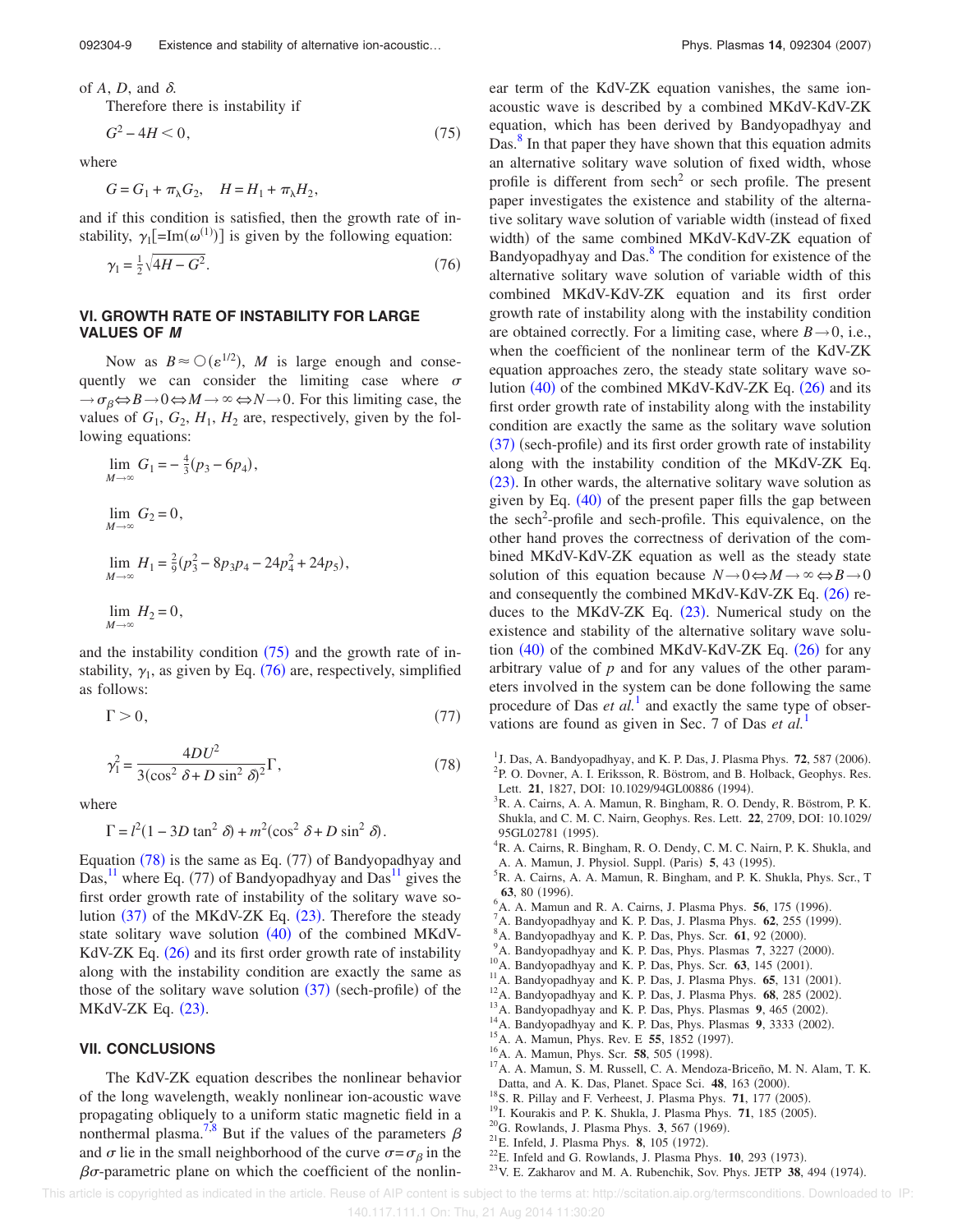of $A$, $D$, and $\delta$.

Therefore there is instability if

$$G^2 - 4H < 0, \tag{75}$$

where

$$G = G_1 + \pi_\lambda G_2, \quad H = H_1 + \pi_\lambda H_2,$$

and if this condition is satisfied, then the growth rate of instability, $\gamma_1[=\text{Im}(\omega^{(1)})]$ is given by the following equation:

$$\gamma_1 = \tfrac{1}{2}\sqrt{4H - G^2}. \tag{76}$$

## VI. GROWTH RATE OF INSTABILITY FOR LARGE VALUES OF *M*

Now as $B \approx O(\varepsilon^{1/2})$, $M$ is large enough and consequently we can consider the limiting case where $\sigma \to \sigma_\beta \Leftrightarrow B \to 0 \Leftrightarrow M \to \infty \Leftrightarrow N \to 0$. For this limiting case, the values of $G_1$, $G_2$, $H_1$, $H_2$ are, respectively, given by the following equations:

$$\lim_{M\to\infty} G_1 = -\tfrac{4}{3}(p_3 - 6p_4),$$

$$\lim_{M\to\infty} G_2 = 0,$$

$$\lim_{M\to\infty} H_1 = \tfrac{2}{9}(p_3^2 - 8p_3p_4 - 24p_4^2 + 24p_5),$$

$$\lim_{M\to\infty} H_2 = 0,$$

and the instability condition (75) and the growth rate of instability, $\gamma_1$, as given by Eq. (76) are, respectively, simplified as follows:

$$\Gamma > 0, \tag{77}$$

$$\gamma_1^2 = \frac{4DU^2}{3(\cos^2\delta + D\sin^2\delta)^2}\Gamma, \tag{78}$$

where

$$\Gamma = l^2(1 - 3D\tan^2\delta) + m^2(\cos^2\delta + D\sin^2\delta).$$

Equation (78) is the same as Eq. (77) of Bandyopadhyay and Das,[11] where Eq. (77) of Bandyopadhyay and Das[11] gives the first order growth rate of instability of the solitary wave solution (37) of the MKdV-ZK Eq. (23). Therefore the steady state solitary wave solution (40) of the combined MKdV-KdV-ZK Eq. (26) and its first order growth rate of instability along with the instability condition are exactly the same as those of the solitary wave solution (37) (sech-profile) of the MKdV-ZK Eq. (23).

## VII. CONCLUSIONS

The KdV-ZK equation describes the nonlinear behavior of the long wavelength, weakly nonlinear ion-acoustic wave propagating obliquely to a uniform static magnetic field in a nonthermal plasma.[7,8] But if the values of the parameters $\beta$ and $\sigma$ lie in the neighborhood of the curve $\sigma = \sigma_\beta$ in the $\beta\sigma$-parametric plane on which the coefficient of the nonlinear term of the KdV-ZK equation vanishes, the same ion-acoustic wave is described by a combined MKdV-KdV-ZK equation, which has been derived by Bandyopadhyay and Das.[8] In that paper they have shown that this equation admits an alternative solitary wave solution of fixed width, whose profile is different from sech$^2$ or sech profile. The present paper investigates the existence and stability of the alternative solitary wave solution of variable width (instead of fixed width) of the same combined MKdV-KdV-ZK equation of Bandyopadhyay and Das.[8] The condition for existence of the alternative solitary wave solution of variable width of this combined MKdV-KdV-ZK equation and its first order growth rate of instability along with the instability condition are obtained correctly. For a limiting case, where $B \to 0$, i.e., when the coefficient of the nonlinear term of the KdV-ZK equation approaches zero, the steady state solitary wave solution (40) of the combined MKdV-KdV-ZK Eq. (26) and its first order growth rate of instability along with the instability condition are exactly the same as the solitary wave solution (37) (sech-profile) and its first order growth rate of instability along with the instability condition of the MKdV-ZK Eq. (23). In other wards, the alternative solitary wave solution as given by Eq. (40) of the present paper fills the gap between the sech$^2$-profile and sech-profile. This equivalence, on the other hand proves the correctness of derivation of the combined MKdV-KdV-ZK equation as well as the steady state solution of this equation because $N \to 0 \Leftrightarrow M \to \infty \Leftrightarrow B \to 0$ and consequently the combined MKdV-KdV-ZK Eq. (26) reduces to the MKdV-ZK Eq. (23). Numerical study on the existence and stability of the alternative solitary wave solution (40) of the combined MKdV-KdV-ZK Eq. (26) for any arbitrary value of $p$ and for any values of the other parameters involved in the system can be done following the same procedure of Das *et al.*[1] and exactly the same type of observations are found as given in Sec. 7 of Das *et al.*[1]

[1] J. Das, A. Bandyopadhyay, and K. P. Das, J. Plasma Phys. **72**, 587 (2006).
[2] P. O. Dovner, A. I. Eriksson, R. Böstrom, and B. Holback, Geophys. Res. Lett. **21**, 1827, DOI: 10.1029/94GL00886 (1994).
[3] R. A. Cairns, A. A. Mamun, R. Bingham, R. O. Dendy, R. Böstrom, P. K. Shukla, and C. M. C. Nairn, Geophys. Res. Lett. **22**, 2709, DOI: 10.1029/95GL02781 (1995).
[4] R. A. Cairns, R. Bingham, R. O. Dendy, C. M. C. Nairn, P. K. Shukla, and A. A. Mamun, J. Physiol. Suppl. (Paris) **5**, 43 (1995).
[5] R. A. Cairns, A. A. Mamun, R. Bingham, and P. K. Shukla, Phys. Scr., T **63**, 80 (1996).
[6] A. A. Mamun and R. A. Cairns, J. Plasma Phys. **56**, 175 (1996).
[7] A. Bandyopadhyay and K. P. Das, J. Plasma Phys. **62**, 255 (1999).
[8] A. Bandyopadhyay and K. P. Das, Phys. Scr. **61**, 92 (2000).
[9] A. Bandyopadhyay and K. P. Das, Phys. Plasmas **7**, 3227 (2000).
[10] A. Bandyopadhyay and K. P. Das, Phys. Scr. **63**, 145 (2001).
[11] A. Bandyopadhyay and K. P. Das, J. Plasma Phys. **65**, 131 (2001).
[12] A. Bandyopadhyay and K. P. Das, J. Plasma Phys. **68**, 285 (2002).
[13] A. Bandyopadhyay and K. P. Das, Phys. Plasmas **9**, 465 (2002).
[14] A. Bandyopadhyay and K. P. Das, Phys. Plasmas **9**, 3333 (2002).
[15] A. A. Mamun, Phys. Rev. E **55**, 1852 (1997).
[16] A. A. Mamun, Phys. Scr. **58**, 505 (1998).
[17] A. A. Mamun, S. M. Russell, C. A. Mendoza-Briceño, M. N. Alam, T. K. Datta, and A. K. Das, Planet. Space Sci. **48**, 163 (2000).
[18] S. R. Pillay and F. Verheest, J. Plasma Phys. **71**, 177 (2005).
[19] I. Kourakis and P. K. Shukla, J. Plasma Phys. **71**, 185 (2005).
[20] G. Rowlands, J. Plasma Phys. **3**, 567 (1969).
[21] E. Infeld, J. Plasma Phys. **8**, 105 (1972).
[22] E. Infeld and G. Rowlands, J. Plasma Phys. **10**, 293 (1973).
[23] V. E. Zakharov and M. A. Rubenchik, Sov. Phys. JETP **38**, 494 (1974).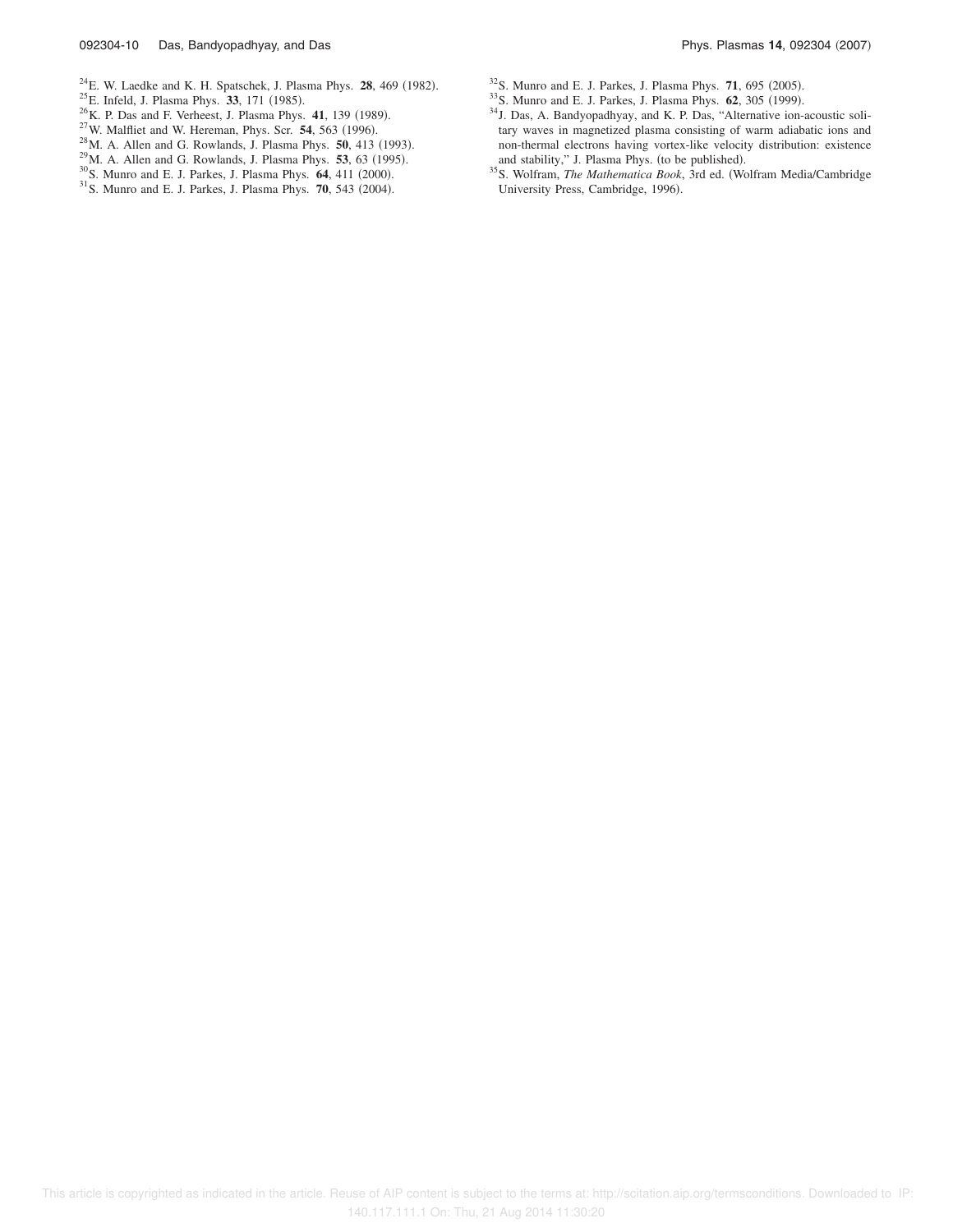[24] E. W. Laedke and K. H. Spatschek, J. Plasma Phys. **28**, 469 (1982).
[25] E. Infeld, J. Plasma Phys. **33**, 171 (1985).
[26] K. P. Das and F. Verheest, J. Plasma Phys. **41**, 139 (1989).
[27] W. Malfliet and W. Hereman, Phys. Scr. **54**, 563 (1996).
[28] M. A. Allen and G. Rowlands, J. Plasma Phys. **50**, 413 (1993).
[29] M. A. Allen and G. Rowlands, J. Plasma Phys. **53**, 63 (1995).
[30] S. Munro and E. J. Parkes, J. Plasma Phys. **64**, 411 (2000).
[31] S. Munro and E. J. Parkes, J. Plasma Phys. **70**, 543 (2004).
[32] S. Munro and E. J. Parkes, J. Plasma Phys. **71**, 695 (2005).
[33] S. Munro and E. J. Parkes, J. Plasma Phys. **62**, 305 (1999).
[34] J. Das, A. Bandyopadhyay, and K. P. Das, "Alternative ion-acoustic solitary waves in magnetized plasma consisting of warm adiabatic ions and non-thermal electrons having vortex-like velocity distribution: existence and stability," J. Plasma Phys. (to be published).
[35] S. Wolfram, *The Mathematica Book*, 3rd ed. (Wolfram Media/Cambridge University Press, Cambridge, 1996).